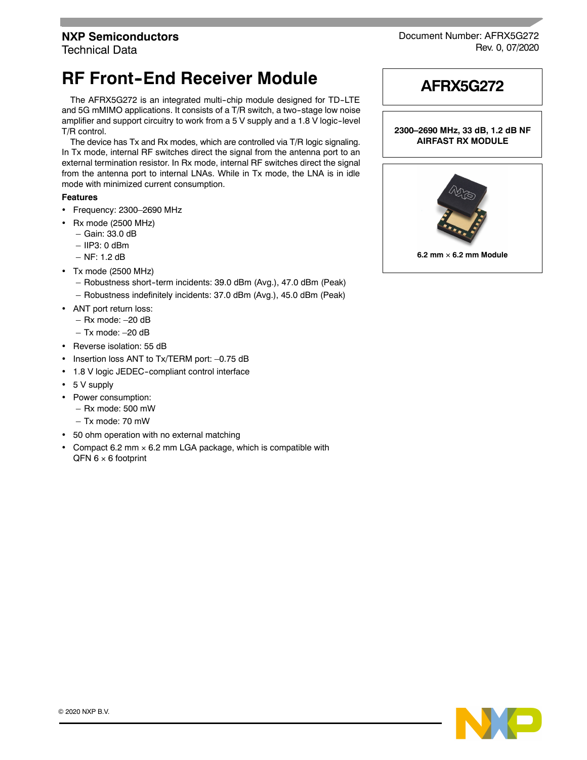NXP Semiconductors
Technical Data

Document Number: AFRX5G272
Rev. 0, 07/2020

# RF Front-End Receiver Module

# AFRX5G272

**2300–2690 MHz, 33 dB, 1.2 dB NF AIRFAST RX MODULE**

6.2 mm × 6.2 mm Module

The AFRX5G272 is an integrated multi-chip module designed for TD-LTE and 5G mMIMO applications. It consists of a T/R switch, a two-stage low noise amplifier and support circuitry to work from a 5 V supply and a 1.8 V logic-level T/R control.

The device has Tx and Rx modes, which are controlled via T/R logic signaling. In Tx mode, internal RF switches direct the signal from the antenna port to an external termination resistor. In Rx mode, internal RF switches direct the signal from the antenna port to internal LNAs. While in Tx mode, the LNA is in idle mode with minimized current consumption.

### Features

- Frequency: 2300–2690 MHz
- Rx mode (2500 MHz)
  - Gain: 33.0 dB
  - IIP3: 0 dBm
  - NF: 1.2 dB
- Tx mode (2500 MHz)
  - Robustness short-term incidents: 39.0 dBm (Avg.), 47.0 dBm (Peak)
  - Robustness indefinitely incidents: 37.0 dBm (Avg.), 45.0 dBm (Peak)
- ANT port return loss:
  - Rx mode: –20 dB
  - Tx mode: –20 dB
- Reverse isolation: 55 dB
- Insertion loss ANT to Tx/TERM port: –0.75 dB
- 1.8 V logic JEDEC-compliant control interface
- 5 V supply
- Power consumption:
  - Rx mode: 500 mW
  - Tx mode: 70 mW
- 50 ohm operation with no external matching
- Compact 6.2 mm × 6.2 mm LGA package, which is compatible with QFN 6 × 6 footprint

© 2020 NXP B.V.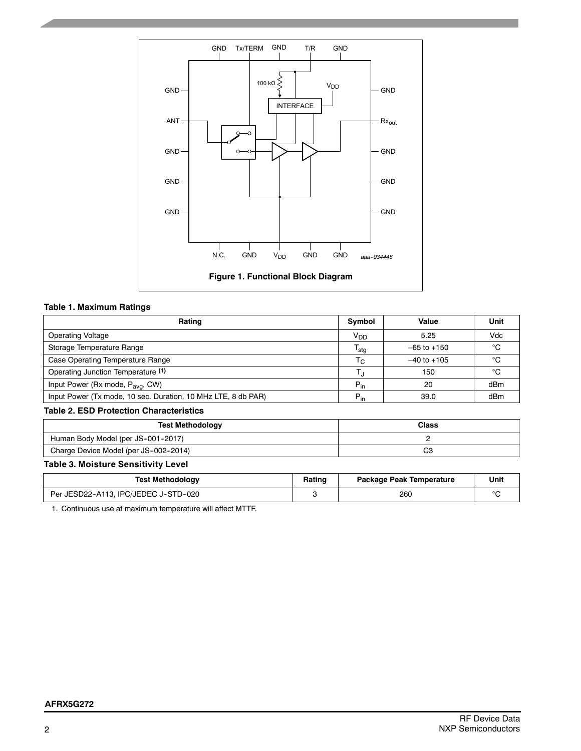**Figure 1. Functional Block Diagram**

**Table 1. Maximum Ratings**

| Rating | Symbol | Value | Unit |
|---|---|---|---|
| Operating Voltage | $V_{DD}$ | 5.25 | Vdc |
| Storage Temperature Range | $T_{stg}$ | –65 to +150 | °C |
| Case Operating Temperature Range | $T_C$ | –40 to +105 | °C |
| Operating Junction Temperature (1) | $T_J$ | 150 | °C |
| Input Power (Rx mode, $P_{avg}$, CW) | $P_{in}$ | 20 | dBm |
| Input Power (Tx mode, 10 sec. Duration, 10 MHz LTE, 8 db PAR) | $P_{in}$ | 39.0 | dBm |

**Table 2. ESD Protection Characteristics**

| Test Methodology | Class |
|---|---|
| Human Body Model (per JS-001-2017) | 2 |
| Charge Device Model (per JS-002-2014) | C3 |

**Table 3. Moisture Sensitivity Level**

| Test Methodology | Rating | Package Peak Temperature | Unit |
|---|---|---|---|
| Per JESD22-A113, IPC/JEDEC J-STD-020 | 3 | 260 | °C |

1. Continuous use at maximum temperature will affect MTTF.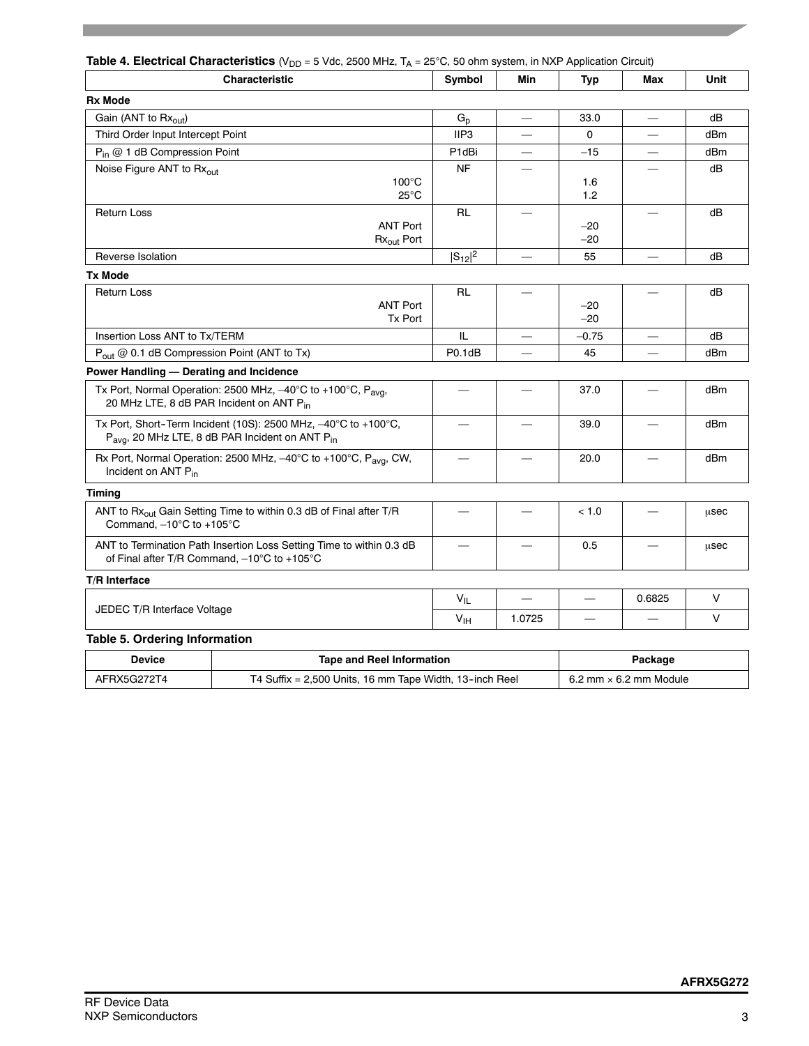**Table 4. Electrical Characteristics** ($V_{DD}$ = 5 Vdc, 2500 MHz, $T_A$ = 25°C, 50 ohm system, in NXP Application Circuit)

| Characteristic | Symbol | Min | Typ | Max | Unit |
|---|---|---|---|---|---|
| **Rx Mode** | | | | | |
| Gain (ANT to $Rx_{out}$) | $G_p$ | — | 33.0 | — | dB |
| Third Order Input Intercept Point | IIP3 | — | 0 | — | dBm |
| $P_{in}$ @ 1 dB Compression Point | P1dBi | — | –15 | — | dBm |
| Noise Figure ANT to $Rx_{out}$ 100°C / 25°C | NF | — | 1.6 / 1.2 | — | dB |
| Return Loss ANT Port / $Rx_{out}$ Port | RL | — | –20 / –20 | — | dB |
| Reverse Isolation | $\lvert S_{12}\rvert^2$ | — | 55 | — | dB |
| **Tx Mode** | | | | | |
| Return Loss ANT Port / Tx Port | RL | — | –20 / –20 | — | dB |
| Insertion Loss ANT to Tx/TERM | IL | — | –0.75 | — | dB |
| $P_{out}$ @ 0.1 dB Compression Point (ANT to Tx) | P0.1dB | — | 45 | — | dBm |
| **Power Handling — Derating and Incidence** | | | | | |
| Tx Port, Normal Operation: 2500 MHz, –40°C to +100°C, $P_{avg}$, 20 MHz LTE, 8 dB PAR Incident on ANT $P_{in}$ | — | — | 37.0 | — | dBm |
| Tx Port, Short-Term Incident (10S): 2500 MHz, –40°C to +100°C, $P_{avg}$, 20 MHz LTE, 8 dB PAR Incident on ANT $P_{in}$ | — | — | 39.0 | — | dBm |
| Rx Port, Normal Operation: 2500 MHz, –40°C to +100°C, $P_{avg}$, CW, Incident on ANT $P_{in}$ | — | — | 20.0 | — | dBm |
| **Timing** | | | | | |
| ANT to $Rx_{out}$ Gain Setting Time to within 0.3 dB of Final after T/R Command, –10°C to +105°C | — | — | < 1.0 | — | μsec |
| ANT to Termination Path Insertion Loss Setting Time to within 0.3 dB of Final after T/R Command, –10°C to +105°C | — | — | 0.5 | — | μsec |
| **T/R Interface** | | | | | |
| JEDEC T/R Interface Voltage | $V_{IL}$ | — | — | 0.6825 | V |
| | $V_{IH}$ | 1.0725 | — | — | V |

**Table 5. Ordering Information**

| Device | Tape and Reel Information | Package |
|---|---|---|
| AFRX5G272T4 | T4 Suffix = 2,500 Units, 16 mm Tape Width, 13-inch Reel | 6.2 mm × 6.2 mm Module |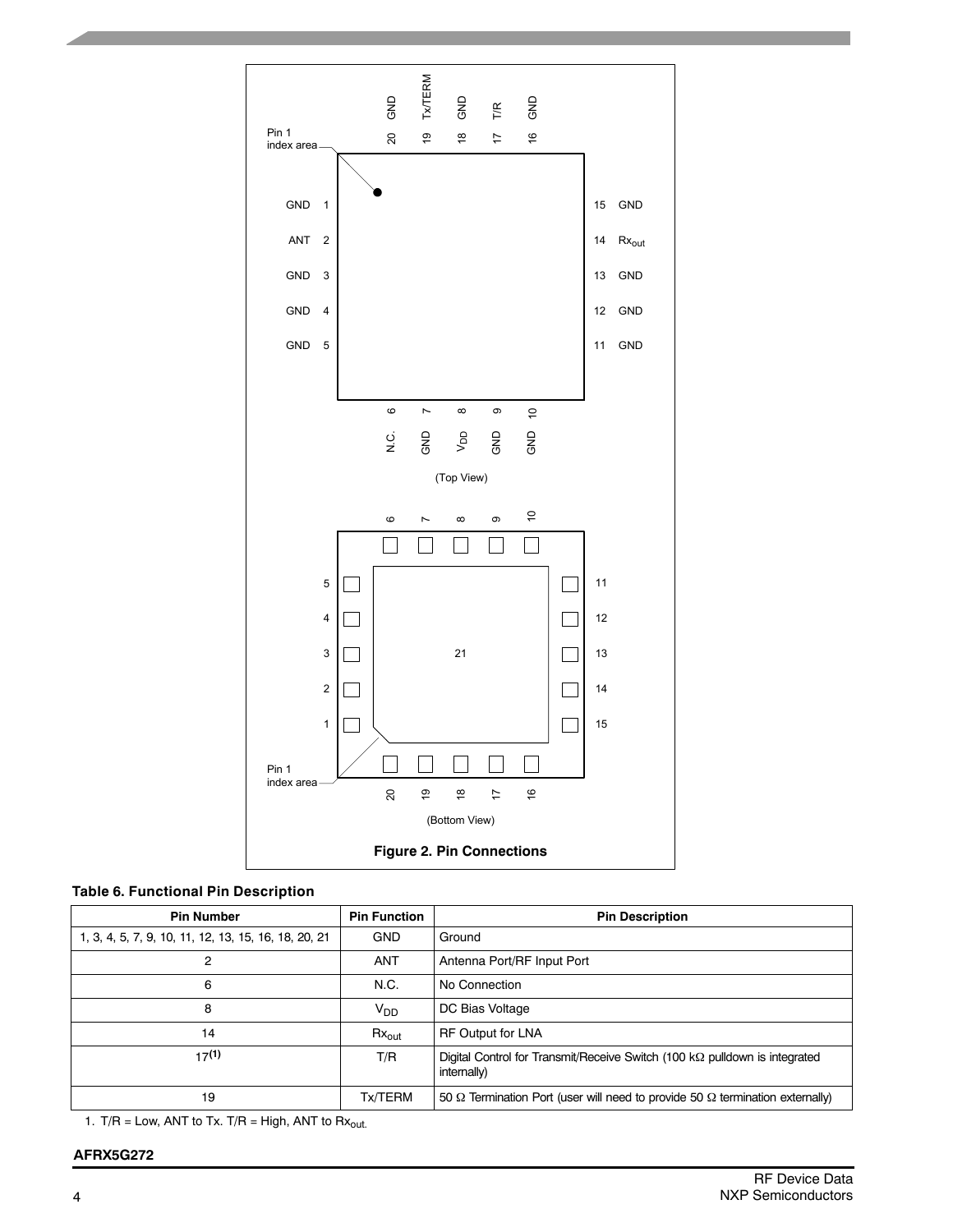Pin 1 index area

| 20 | 19 | 18 | 17 | 16 |
|---|---|---|---|---|
| GND | Tx/TERM | GND | T/R | GND |

| Pin | Function | | Pin | Function |
|---|---|---|---|---|
| 1 | GND | | 15 | GND |
| 2 | ANT | | 14 | $Rx_{out}$ |
| 3 | GND | | 13 | GND |
| 4 | GND | | 12 | GND |
| 5 | GND | | 11 | GND |

| 6 | 7 | 8 | 9 | 10 |
|---|---|---|---|---|
| N.C. | GND | $V_{DD}$ | GND | GND |

(Top View)

(Bottom View)

**Figure 2. Pin Connections**

### Table 6. Functional Pin Description

| Pin Number | Pin Function | Pin Description |
|---|---|---|
| 1, 3, 4, 5, 7, 9, 10, 11, 12, 13, 15, 16, 18, 20, 21 | GND | Ground |
| 2 | ANT | Antenna Port/RF Input Port |
| 6 | N.C. | No Connection |
| 8 | $V_{DD}$ | DC Bias Voltage |
| 14 | $Rx_{out}$ | RF Output for LNA |
| 17[(1)] | T/R | Digital Control for Transmit/Receive Switch (100 kΩ pulldown is integrated internally) |
| 19 | Tx/TERM | 50 Ω Termination Port (user will need to provide 50 Ω termination externally) |

1. T/R = Low, ANT to Tx. T/R = High, ANT to $Rx_{out}$.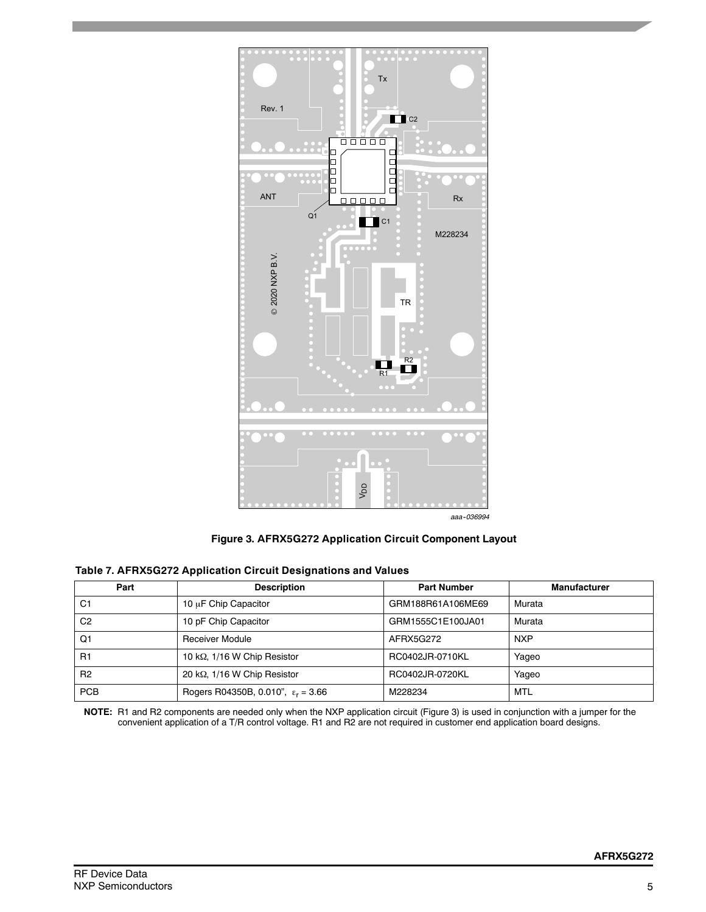Figure 3. AFRX5G272 Application Circuit Component Layout

**Table 7. AFRX5G272 Application Circuit Designations and Values**

| Part | Description | Part Number | Manufacturer |
|---|---|---|---|
| C1 | 10 μF Chip Capacitor | GRM188R61A106ME69 | Murata |
| C2 | 10 pF Chip Capacitor | GRM1555C1E100JA01 | Murata |
| Q1 | Receiver Module | AFRX5G272 | NXP |
| R1 | 10 kΩ, 1/16 W Chip Resistor | RC0402JR-0710KL | Yageo |
| R2 | 20 kΩ, 1/16 W Chip Resistor | RC0402JR-0720KL | Yageo |
| PCB | Rogers R04350B, 0.010", $\varepsilon_r$ = 3.66 | M228234 | MTL |

**NOTE:** R1 and R2 components are needed only when the NXP application circuit (Figure 3) is used in conjunction with a jumper for the convenient application of a T/R control voltage. R1 and R2 are not required in customer end application board designs.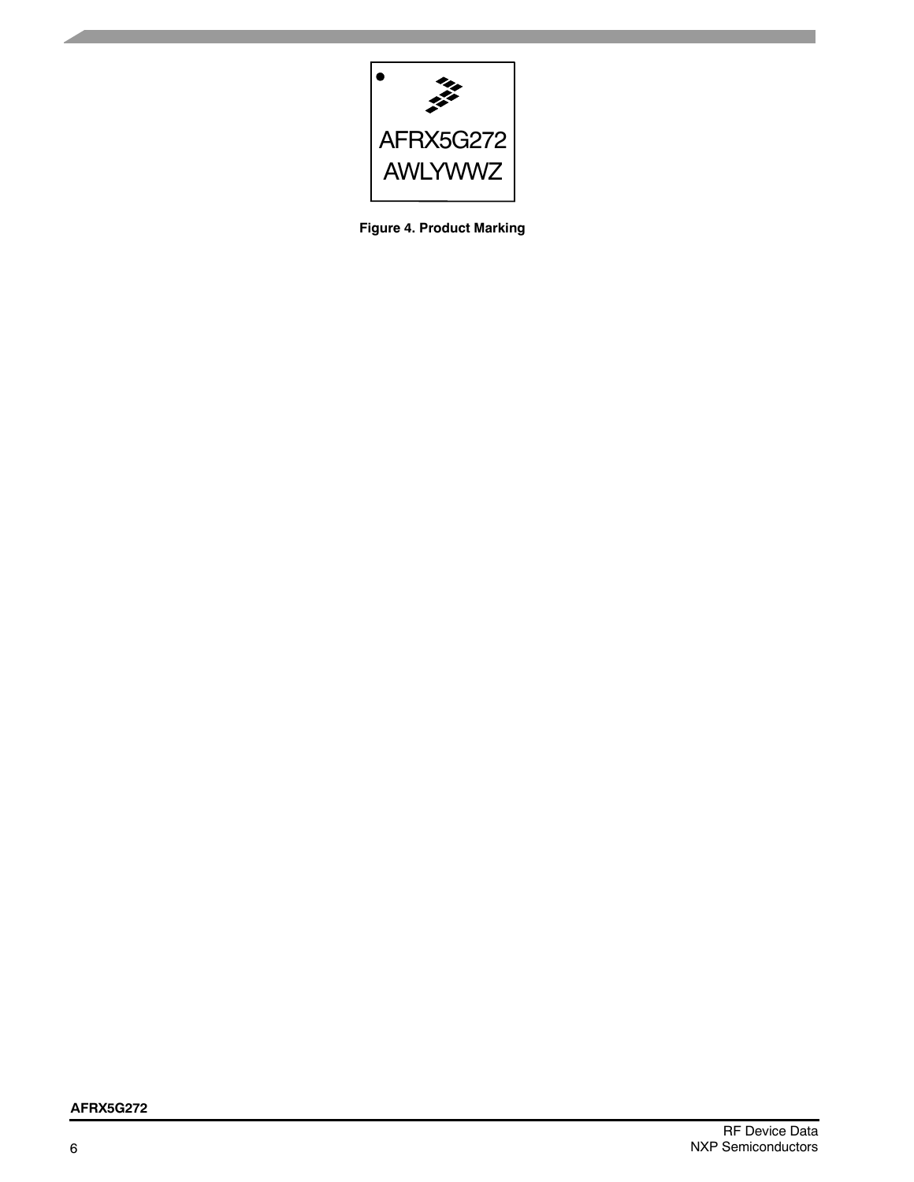AFRX5G272

AWLYWWZ

**Figure 4. Product Marking**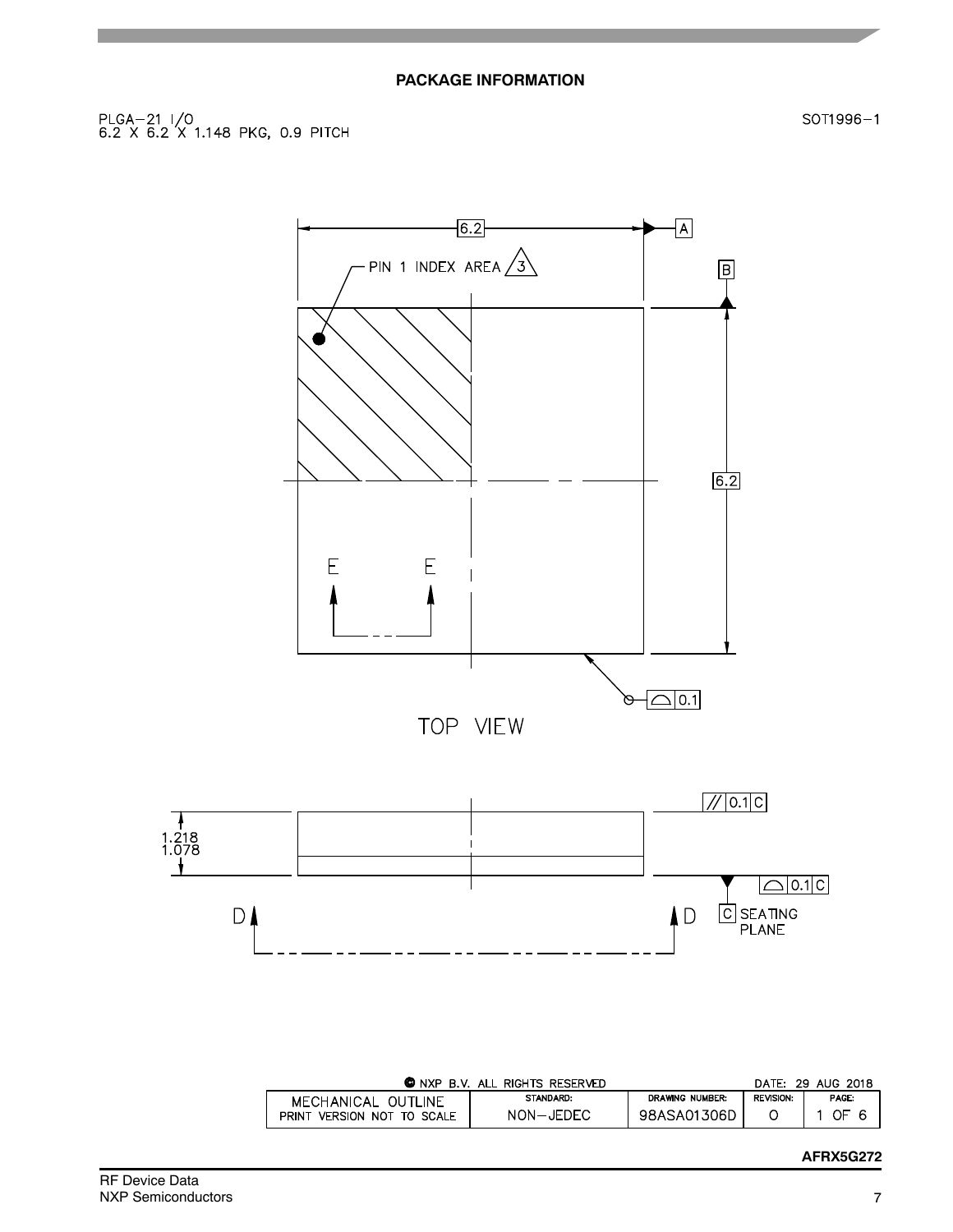## PACKAGE INFORMATION

PLGA–21 I/O
6.2 X 6.2 X 1.148 PKG, 0.9 PITCH

SOT1996–1

6.2

A

PIN 1 INDEX AREA 3

B

6.2

E E

0.1

TOP VIEW

// 0.1 C

1.218
1.078

0.1 C

D D

C SEATING PLANE

| © NXP B.V. ALL RIGHTS RESERVED | | | | DATE: 29 AUG 2018 |
|---|---|---|---|---|
| MECHANICAL OUTLINE<br>PRINT VERSION NOT TO SCALE | STANDARD:<br>NON–JEDEC | DRAWING NUMBER:<br>98ASA01306D | REVISION:<br>O | PAGE:<br>1 OF 6 |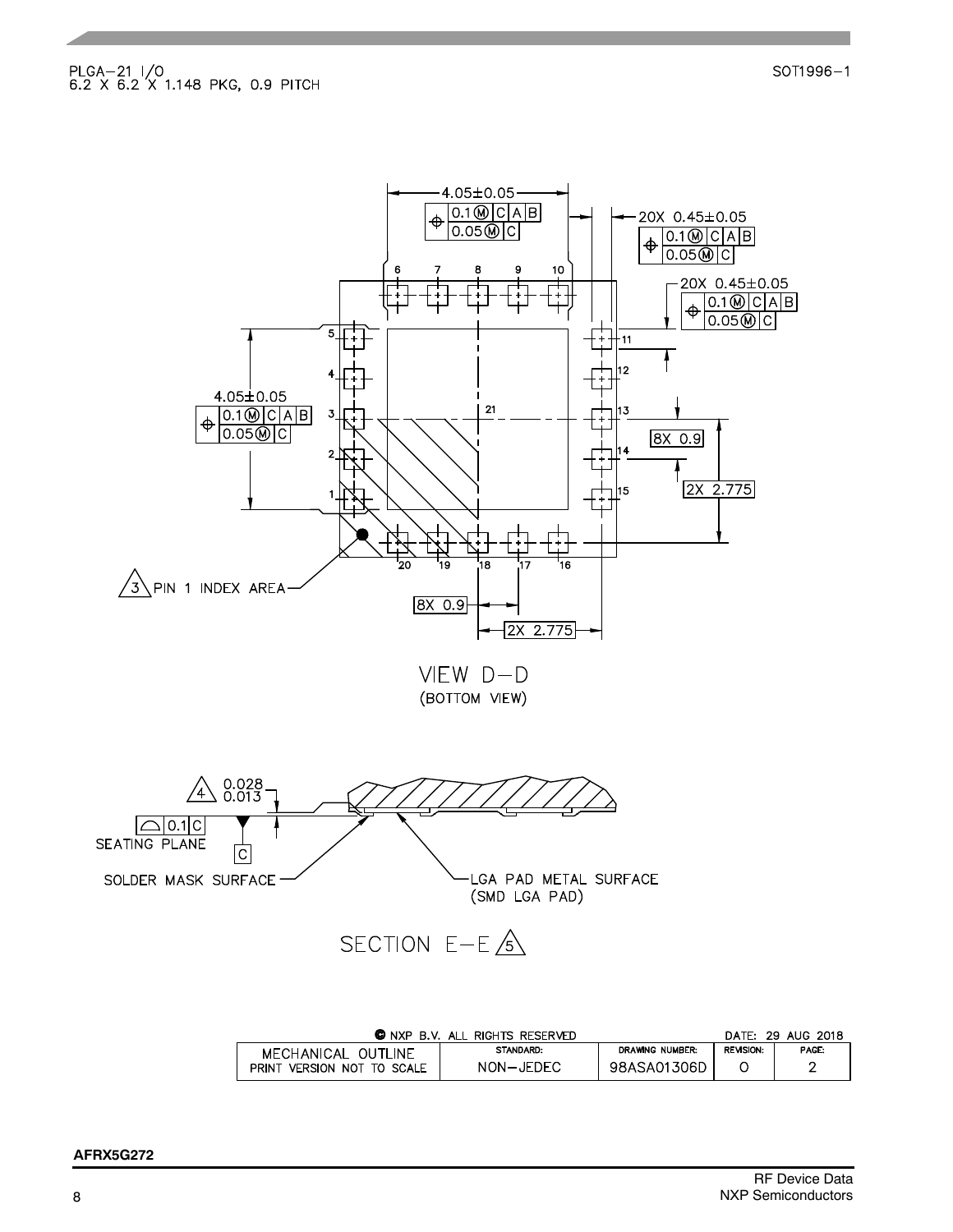PLGA–21 I/O
6.2 X 6.2 X 1.148 PKG, 0.9 PITCH

SOT1996–1

VIEW D–D
(BOTTOM VIEW)

SECTION E–E

© NXP B.V. ALL RIGHTS RESERVED — DATE: 29 AUG 2018

| MECHANICAL OUTLINE | STANDARD: | DRAWING NUMBER: | REVISION: | PAGE: |
|---|---|---|---|---|
| PRINT VERSION NOT TO SCALE | NON–JEDEC | 98ASA01306D | O | 2 |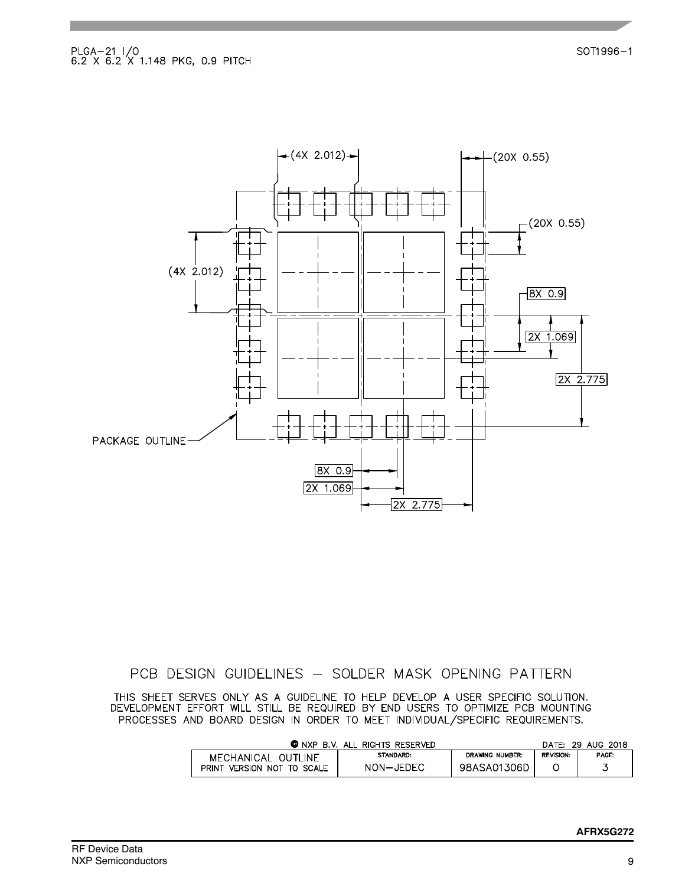PLGA–21 I/O
6.2 X 6.2 X 1.148 PKG, 0.9 PITCH

SOT1996–1

(4X 2.012)

(20X 0.55)

(20X 0.55)

(4X 2.012)

8X 0.9

2X 1.069

2X 2.775

PACKAGE OUTLINE

8X 0.9

2X 1.069

2X 2.775

PCB DESIGN GUIDELINES – SOLDER MASK OPENING PATTERN

THIS SHEET SERVES ONLY AS A GUIDELINE TO HELP DEVELOP A USER SPECIFIC SOLUTION. DEVELOPMENT EFFORT WILL STILL BE REQUIRED BY END USERS TO OPTIMIZE PCB MOUNTING PROCESSES AND BOARD DESIGN IN ORDER TO MEET INDIVIDUAL/SPECIFIC REQUIREMENTS.

© NXP B.V. ALL RIGHTS RESERVED — DATE: 29 AUG 2018

| MECHANICAL OUTLINE<br>PRINT VERSION NOT TO SCALE | STANDARD:<br>NON–JEDEC | DRAWING NUMBER:<br>98ASA01306D | REVISION:<br>O | PAGE:<br>3 |
|---|---|---|---|---|

**AFRX5G272**

RF Device Data
NXP Semiconductors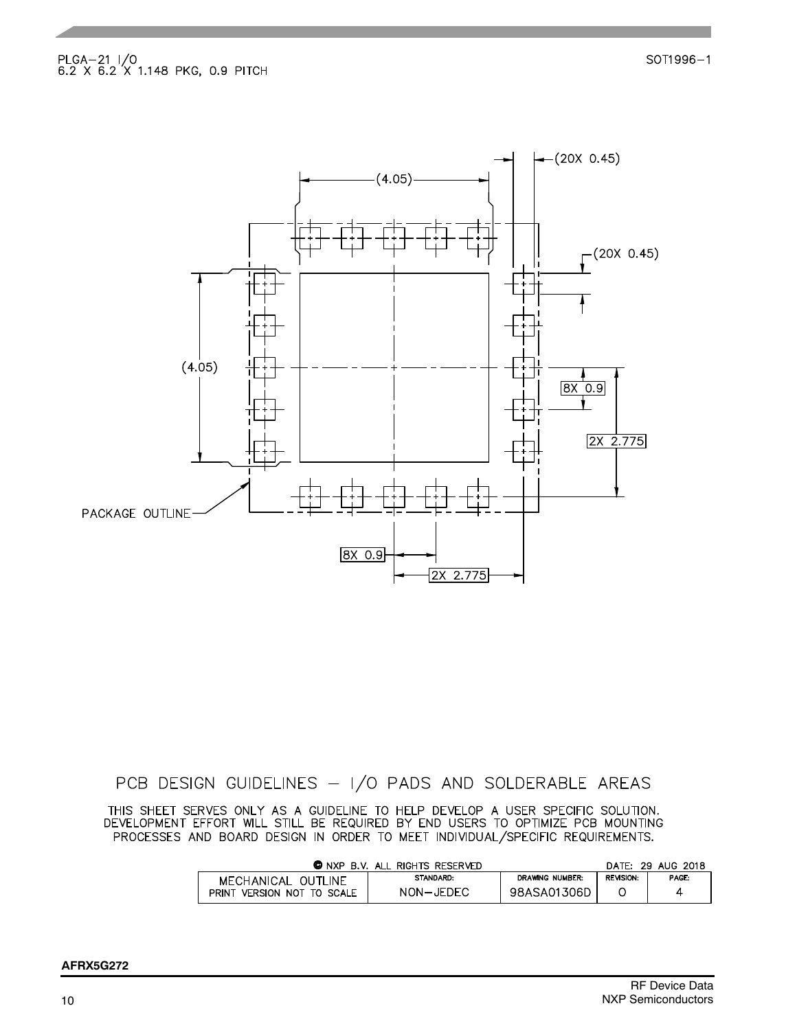PLGA–21 I/O
6.2 X 6.2 X 1.148 PKG, 0.9 PITCH

SOT1996–1

(4.05)

(20X 0.45)

(20X 0.45)

(4.05)

8X 0.9

2X 2.775

PACKAGE OUTLINE

8X 0.9

2X 2.775

PCB DESIGN GUIDELINES – I/O PADS AND SOLDERABLE AREAS

THIS SHEET SERVES ONLY AS A GUIDELINE TO HELP DEVELOP A USER SPECIFIC SOLUTION. DEVELOPMENT EFFORT WILL STILL BE REQUIRED BY END USERS TO OPTIMIZE PCB MOUNTING PROCESSES AND BOARD DESIGN IN ORDER TO MEET INDIVIDUAL/SPECIFIC REQUIREMENTS.

© NXP B.V. ALL RIGHTS RESERVED — DATE: 29 AUG 2018

| MECHANICAL OUTLINE | STANDARD: | DRAWING NUMBER: | REVISION: | PAGE: |
|---|---|---|---|---|
| PRINT VERSION NOT TO SCALE | NON–JEDEC | 98ASA01306D | O | 4 |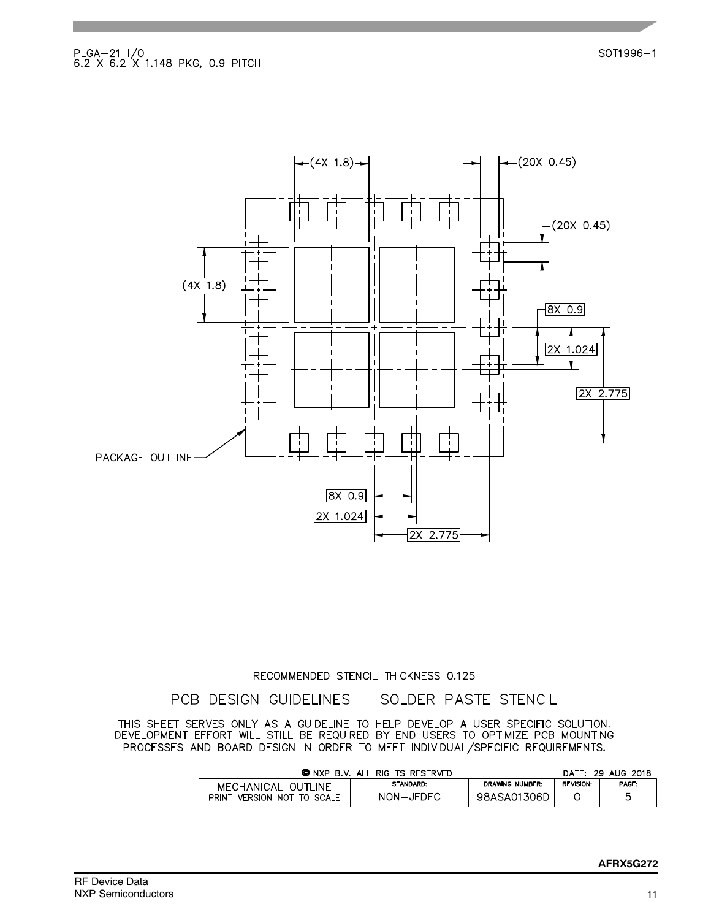PLGA–21 I/O
6.2 X 6.2 X 1.148 PKG, 0.9 PITCH

SOT1996–1

(4X 1.8)

(20X 0.45)

(20X 0.45)

(4X 1.8)

8X 0.9

2X 1.024

2X 2.775

PACKAGE OUTLINE

8X 0.9

2X 1.024

2X 2.775

RECOMMENDED STENCIL THICKNESS 0.125

PCB DESIGN GUIDELINES – SOLDER PASTE STENCIL

THIS SHEET SERVES ONLY AS A GUIDELINE TO HELP DEVELOP A USER SPECIFIC SOLUTION. DEVELOPMENT EFFORT WILL STILL BE REQUIRED BY END USERS TO OPTIMIZE PCB MOUNTING PROCESSES AND BOARD DESIGN IN ORDER TO MEET INDIVIDUAL/SPECIFIC REQUIREMENTS.

© NXP B.V. ALL RIGHTS RESERVED — DATE: 29 AUG 2018

| MECHANICAL OUTLINE PRINT VERSION NOT TO SCALE | STANDARD: NON–JEDEC | DRAWING NUMBER: 98ASA01306D | REVISION: O | PAGE: 5 |
|---|---|---|---|---|

AFRX5G272

RF Device Data
NXP Semiconductors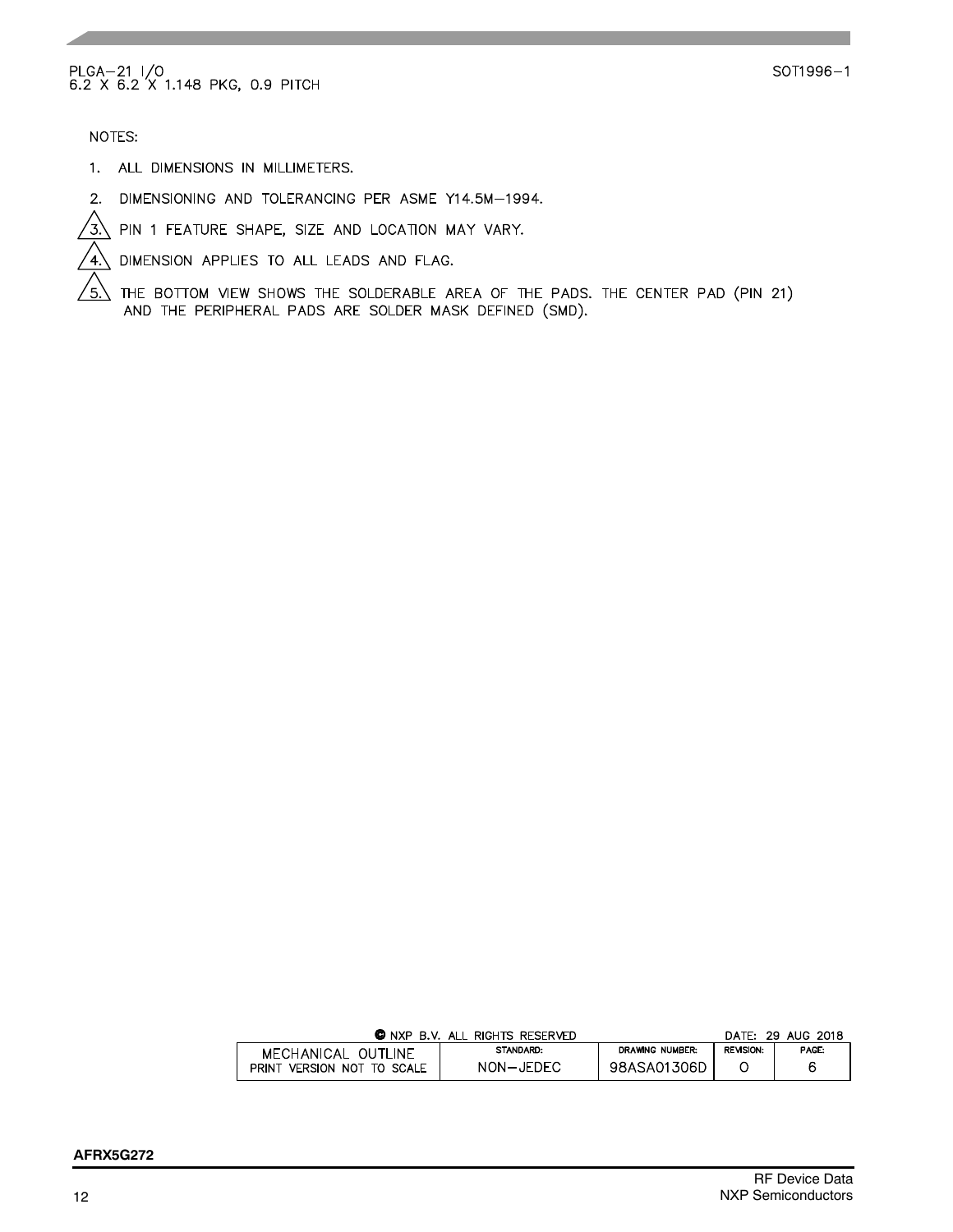PLGA–21 I/O
6.2 X 6.2 X 1.148 PKG, 0.9 PITCH

SOT1996–1

NOTES:

1. ALL DIMENSIONS IN MILLIMETERS.
2. DIMENSIONING AND TOLERANCING PER ASME Y14.5M–1994.
3. PIN 1 FEATURE SHAPE, SIZE AND LOCATION MAY VARY.
4. DIMENSION APPLIES TO ALL LEADS AND FLAG.
5. THE BOTTOM VIEW SHOWS THE SOLDERABLE AREA OF THE PADS. THE CENTER PAD (PIN 21) AND THE PERIPHERAL PADS ARE SOLDER MASK DEFINED (SMD).

© NXP B.V. ALL RIGHTS RESERVED — DATE: 29 AUG 2018

| MECHANICAL OUTLINE PRINT VERSION NOT TO SCALE | STANDARD: | DRAWING NUMBER: | REVISION: | PAGE: |
|---|---|---|---|---|
| | NON–JEDEC | 98ASA01306D | O | 6 |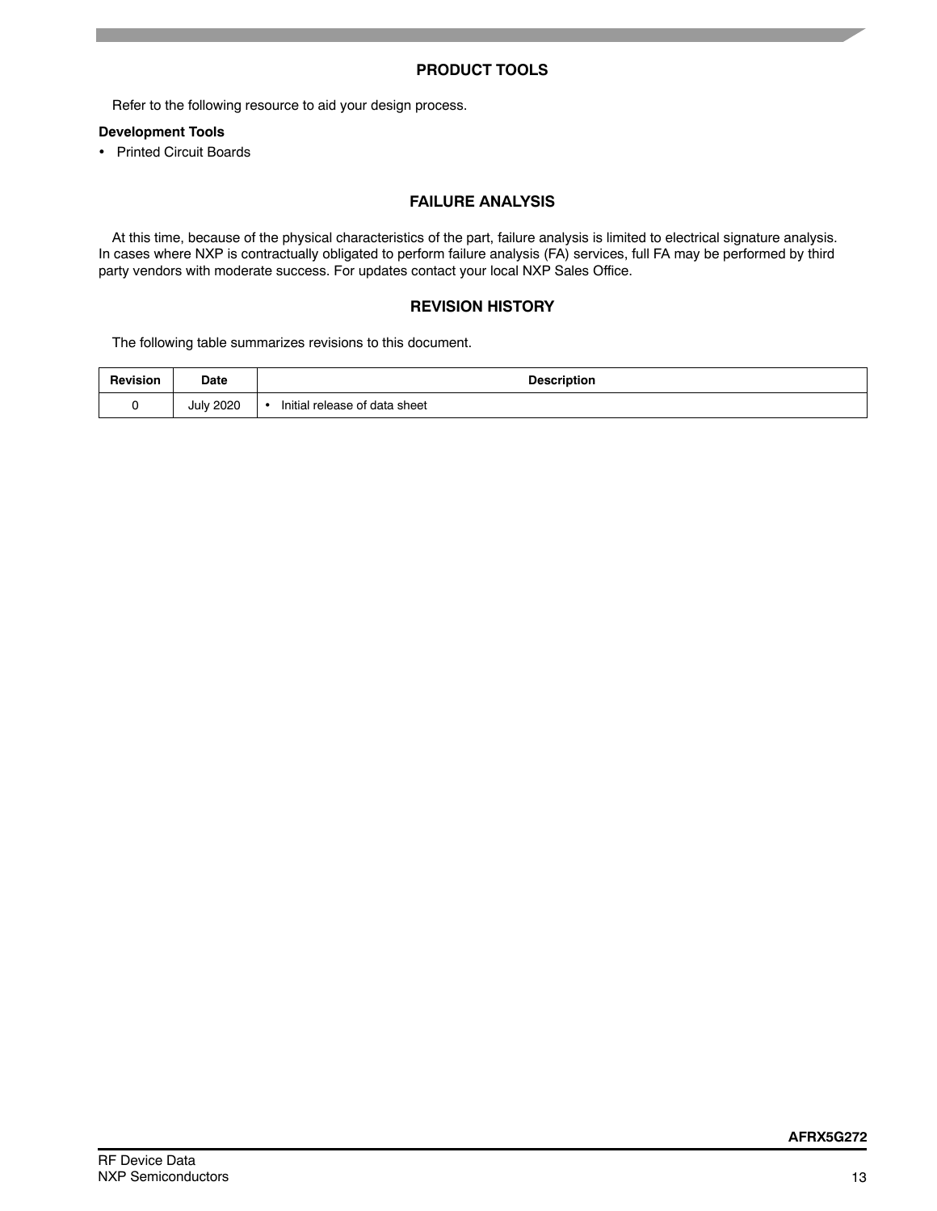## PRODUCT TOOLS

Refer to the following resource to aid your design process.

**Development Tools**

- Printed Circuit Boards

## FAILURE ANALYSIS

At this time, because of the physical characteristics of the part, failure analysis is limited to electrical signature analysis. In cases where NXP is contractually obligated to perform failure analysis (FA) services, full FA may be performed by third party vendors with moderate success. For updates contact your local NXP Sales Office.

## REVISION HISTORY

The following table summarizes revisions to this document.

| Revision | Date | Description |
|---|---|---|
| 0 | July 2020 | • Initial release of data sheet |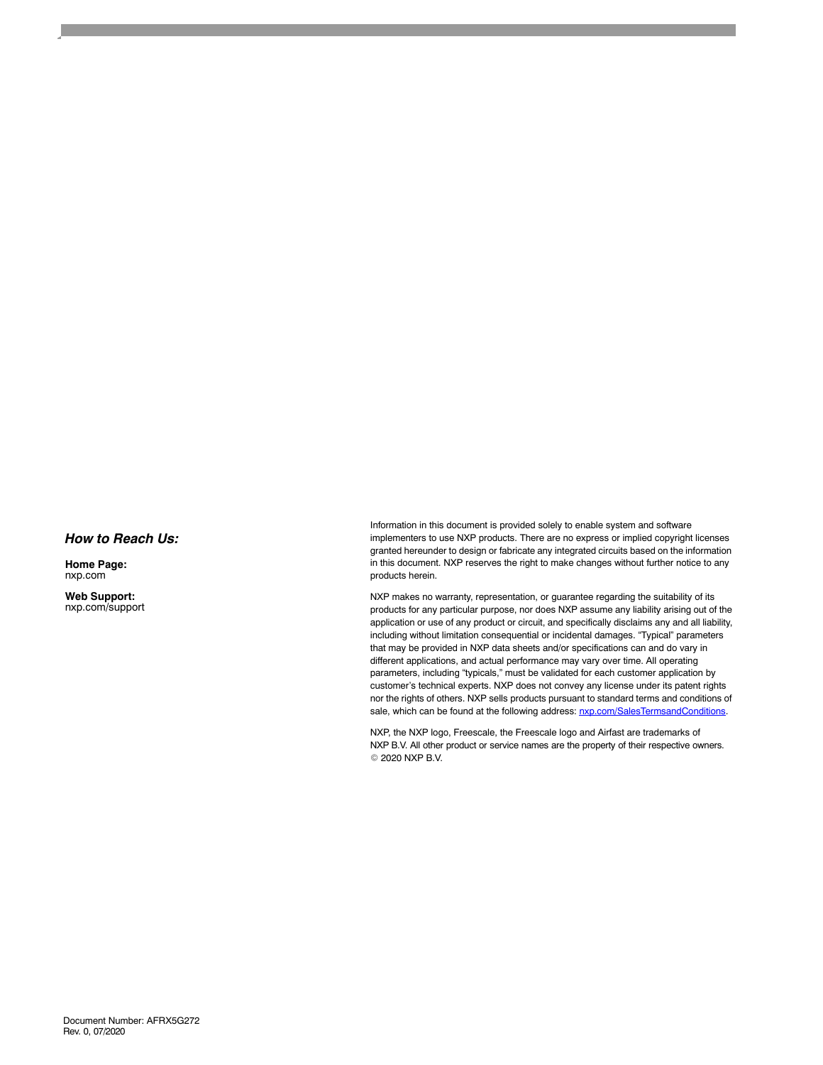### *How to Reach Us:*

**Home Page:**
nxp.com

**Web Support:**
nxp.com/support

Information in this document is provided solely to enable system and software implementers to use NXP products. There are no express or implied copyright licenses granted hereunder to design or fabricate any integrated circuits based on the information in this document. NXP reserves the right to make changes without further notice to any products herein.

NXP makes no warranty, representation, or guarantee regarding the suitability of its products for any particular purpose, nor does NXP assume any liability arising out of the application or use of any product or circuit, and specifically disclaims any and all liability, including without limitation consequential or incidental damages. "Typical" parameters that may be provided in NXP data sheets and/or specifications can and do vary in different applications, and actual performance may vary over time. All operating parameters, including "typicals," must be validated for each customer application by customer's technical experts. NXP does not convey any license under its patent rights nor the rights of others. NXP sells products pursuant to standard terms and conditions of sale, which can be found at the following address: nxp.com/SalesTermsandConditions.

NXP, the NXP logo, Freescale, the Freescale logo and Airfast are trademarks of NXP B.V. All other product or service names are the property of their respective owners.
© 2020 NXP B.V.

Document Number: AFRX5G272
Rev. 0, 07/2020